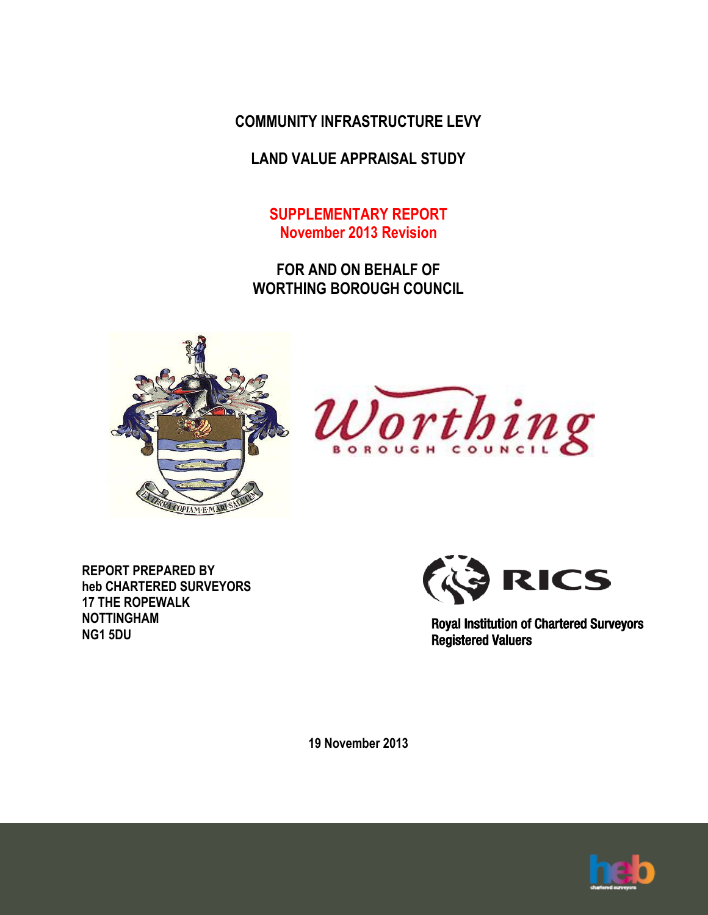# COMMUNITY INFRASTRUCTURE LEVY

# LAND VALUE APPRAISAL STUDY

## SUPPLEMENTARY REPORT
## November 2013 Revision

## FOR AND ON BEHALF OF WORTHING BOROUGH COUNCIL

**REPORT PREPARED BY**
**heb CHARTERED SURVEYORS**
**17 THE ROPEWALK**
**NOTTINGHAM**
**NG1 5DU**

**Royal Institution of Chartered Surveyors Registered Valuers**

**19 November 2013**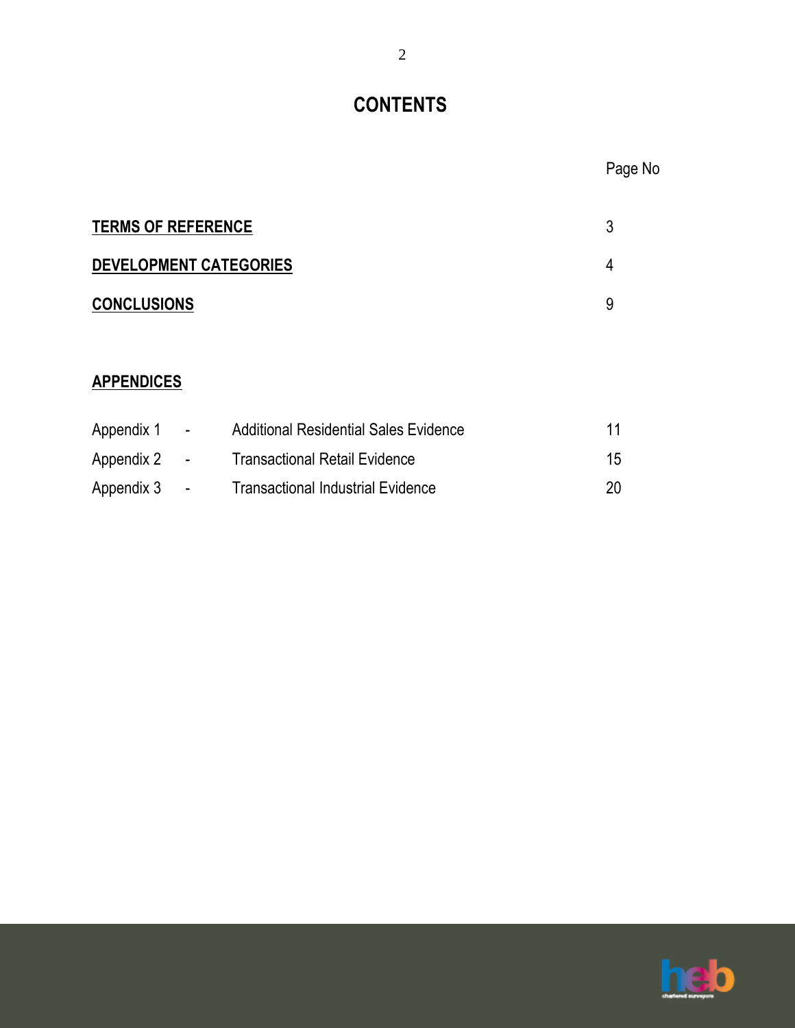# CONTENTS

| | Page No |
|---|---|
| **TERMS OF REFERENCE** | 3 |
| **DEVELOPMENT CATEGORIES** | 4 |
| **CONCLUSIONS** | 9 |

## APPENDICES

| | | | |
|---|---|---|---|
| Appendix 1 | - | Additional Residential Sales Evidence | 11 |
| Appendix 2 | - | Transactional Retail Evidence | 15 |
| Appendix 3 | - | Transactional Industrial Evidence | 20 |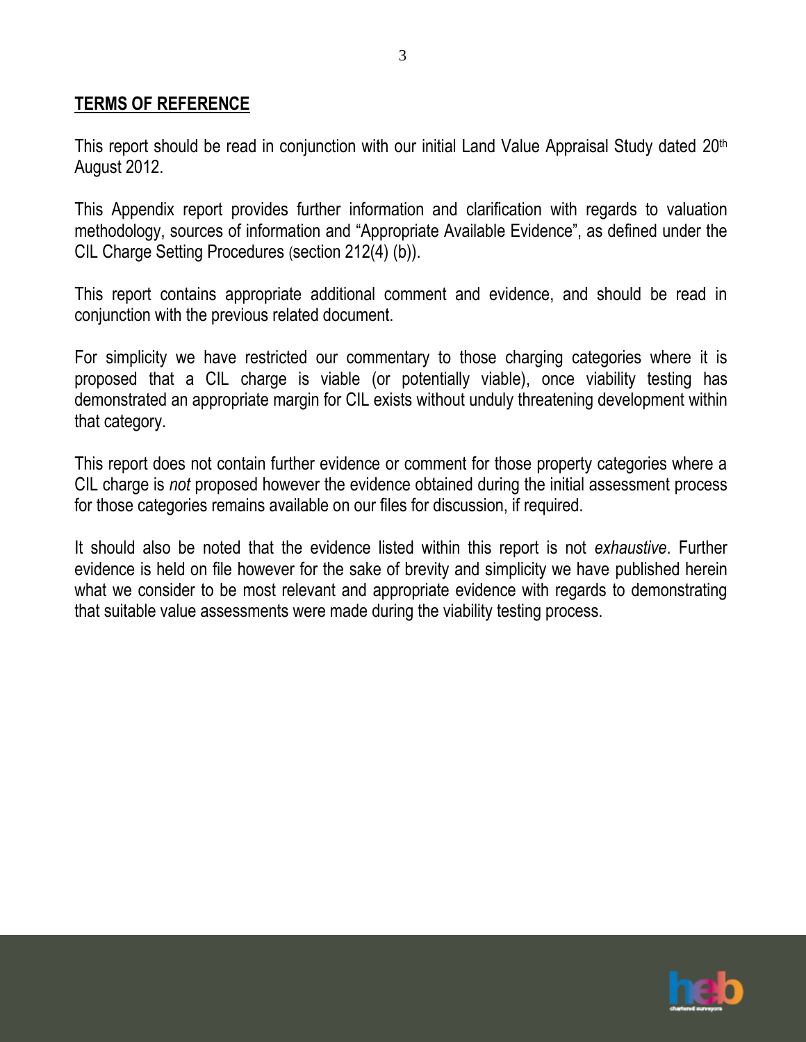## TERMS OF REFERENCE

This report should be read in conjunction with our initial Land Value Appraisal Study dated 20th August 2012.

This Appendix report provides further information and clarification with regards to valuation methodology, sources of information and "Appropriate Available Evidence", as defined under the CIL Charge Setting Procedures (section 212(4) (b)).

This report contains appropriate additional comment and evidence, and should be read in conjunction with the previous related document.

For simplicity we have restricted our commentary to those charging categories where it is proposed that a CIL charge is viable (or potentially viable), once viability testing has demonstrated an appropriate margin for CIL exists without unduly threatening development within that category.

This report does not contain further evidence or comment for those property categories where a CIL charge is *not* proposed however the evidence obtained during the initial assessment process for those categories remains available on our files for discussion, if required.

It should also be noted that the evidence listed within this report is not *exhaustive*. Further evidence is held on file however for the sake of brevity and simplicity we have published herein what we consider to be most relevant and appropriate evidence with regards to demonstrating that suitable value assessments were made during the viability testing process.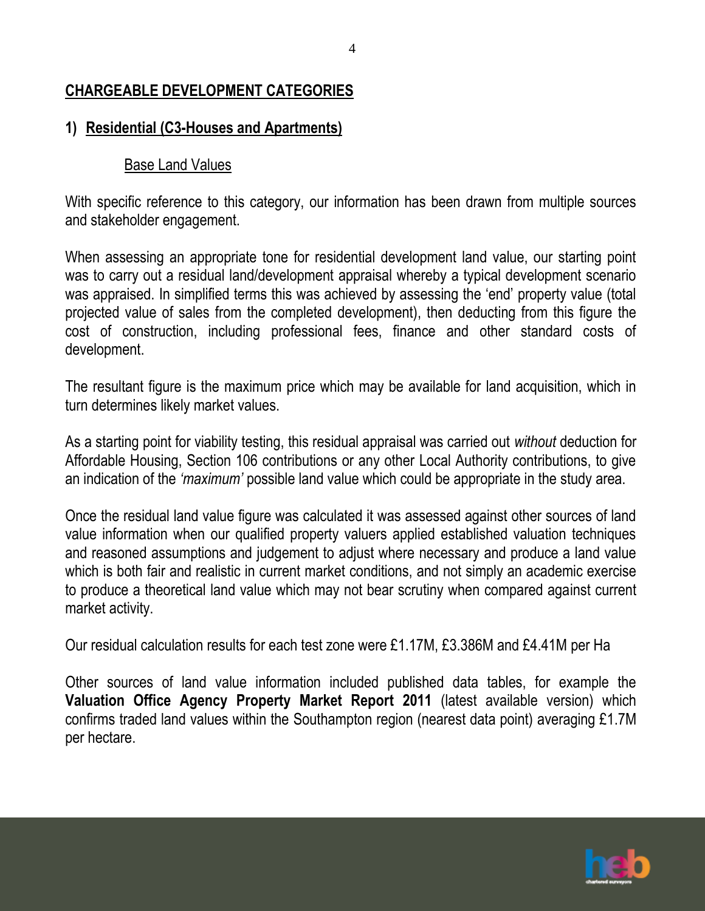## CHARGEABLE DEVELOPMENT CATEGORIES

### 1) Residential (C3-Houses and Apartments)

#### Base Land Values

With specific reference to this category, our information has been drawn from multiple sources and stakeholder engagement.

When assessing an appropriate tone for residential development land value, our starting point was to carry out a residual land/development appraisal whereby a typical development scenario was appraised. In simplified terms this was achieved by assessing the 'end' property value (total projected value of sales from the completed development), then deducting from this figure the cost of construction, including professional fees, finance and other standard costs of development.

The resultant figure is the maximum price which may be available for land acquisition, which in turn determines likely market values.

As a starting point for viability testing, this residual appraisal was carried out *without* deduction for Affordable Housing, Section 106 contributions or any other Local Authority contributions, to give an indication of the *'maximum'* possible land value which could be appropriate in the study area.

Once the residual land value figure was calculated it was assessed against other sources of land value information when our qualified property valuers applied established valuation techniques and reasoned assumptions and judgement to adjust where necessary and produce a land value which is both fair and realistic in current market conditions, and not simply an academic exercise to produce a theoretical land value which may not bear scrutiny when compared against current market activity.

Our residual calculation results for each test zone were £1.17M, £3.386M and £4.41M per Ha

Other sources of land value information included published data tables, for example the **Valuation Office Agency Property Market Report 2011** (latest available version) which confirms traded land values within the Southampton region (nearest data point) averaging £1.7M per hectare.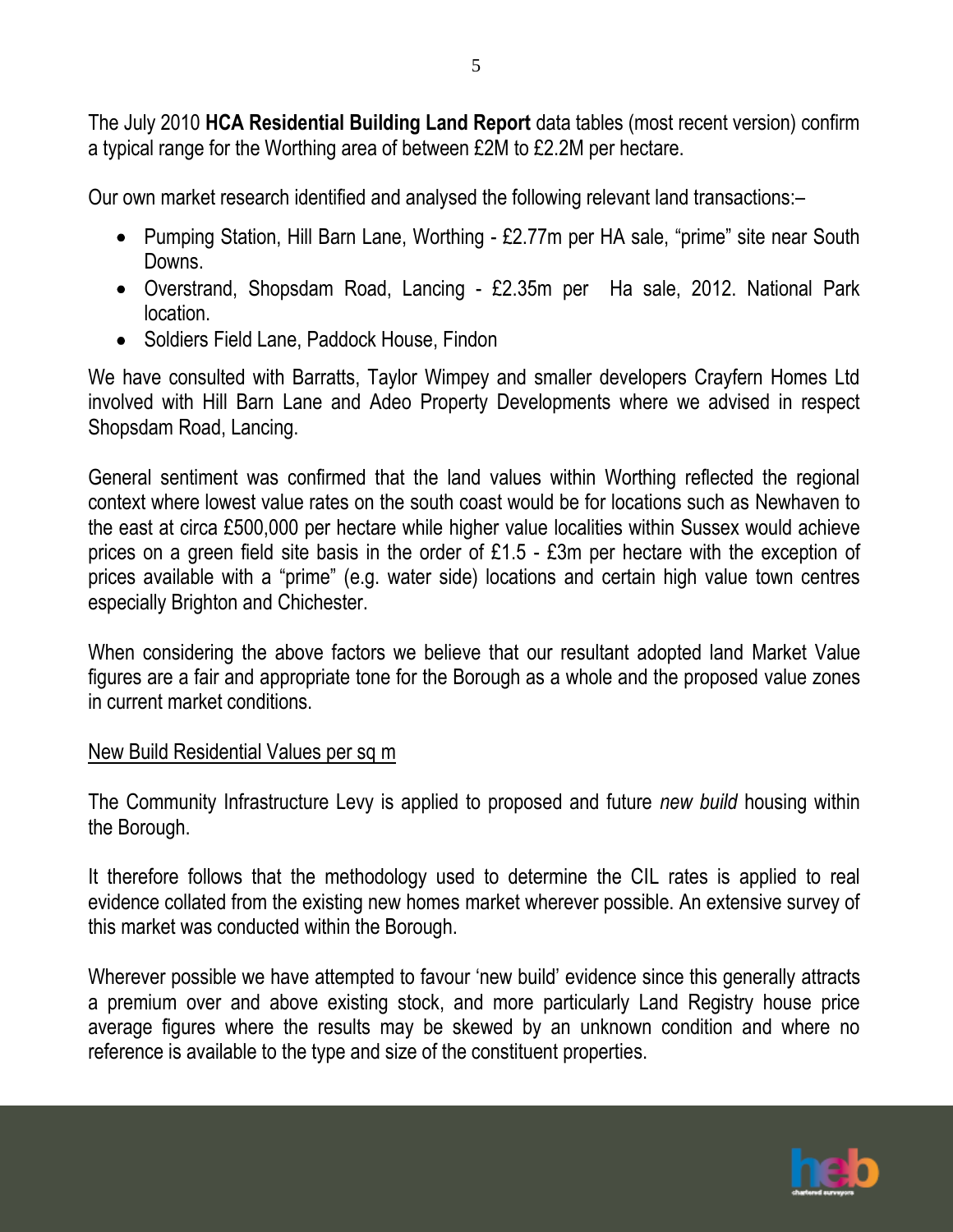The July 2010 **HCA Residential Building Land Report** data tables (most recent version) confirm a typical range for the Worthing area of between £2M to £2.2M per hectare.

Our own market research identified and analysed the following relevant land transactions:–

- Pumping Station, Hill Barn Lane, Worthing - £2.77m per HA sale, "prime" site near South Downs.
- Overstrand, Shopsdam Road, Lancing - £2.35m per Ha sale, 2012. National Park location.
- Soldiers Field Lane, Paddock House, Findon

We have consulted with Barratts, Taylor Wimpey and smaller developers Crayfern Homes Ltd involved with Hill Barn Lane and Adeo Property Developments where we advised in respect Shopsdam Road, Lancing.

General sentiment was confirmed that the land values within Worthing reflected the regional context where lowest value rates on the south coast would be for locations such as Newhaven to the east at circa £500,000 per hectare while higher value localities within Sussex would achieve prices on a green field site basis in the order of £1.5 - £3m per hectare with the exception of prices available with a "prime" (e.g. water side) locations and certain high value town centres especially Brighton and Chichester.

When considering the above factors we believe that our resultant adopted land Market Value figures are a fair and appropriate tone for the Borough as a whole and the proposed value zones in current market conditions.

<u>New Build Residential Values per sq m</u>

The Community Infrastructure Levy is applied to proposed and future *new build* housing within the Borough.

It therefore follows that the methodology used to determine the CIL rates is applied to real evidence collated from the existing new homes market wherever possible. An extensive survey of this market was conducted within the Borough.

Wherever possible we have attempted to favour 'new build' evidence since this generally attracts a premium over and above existing stock, and more particularly Land Registry house price average figures where the results may be skewed by an unknown condition and where no reference is available to the type and size of the constituent properties.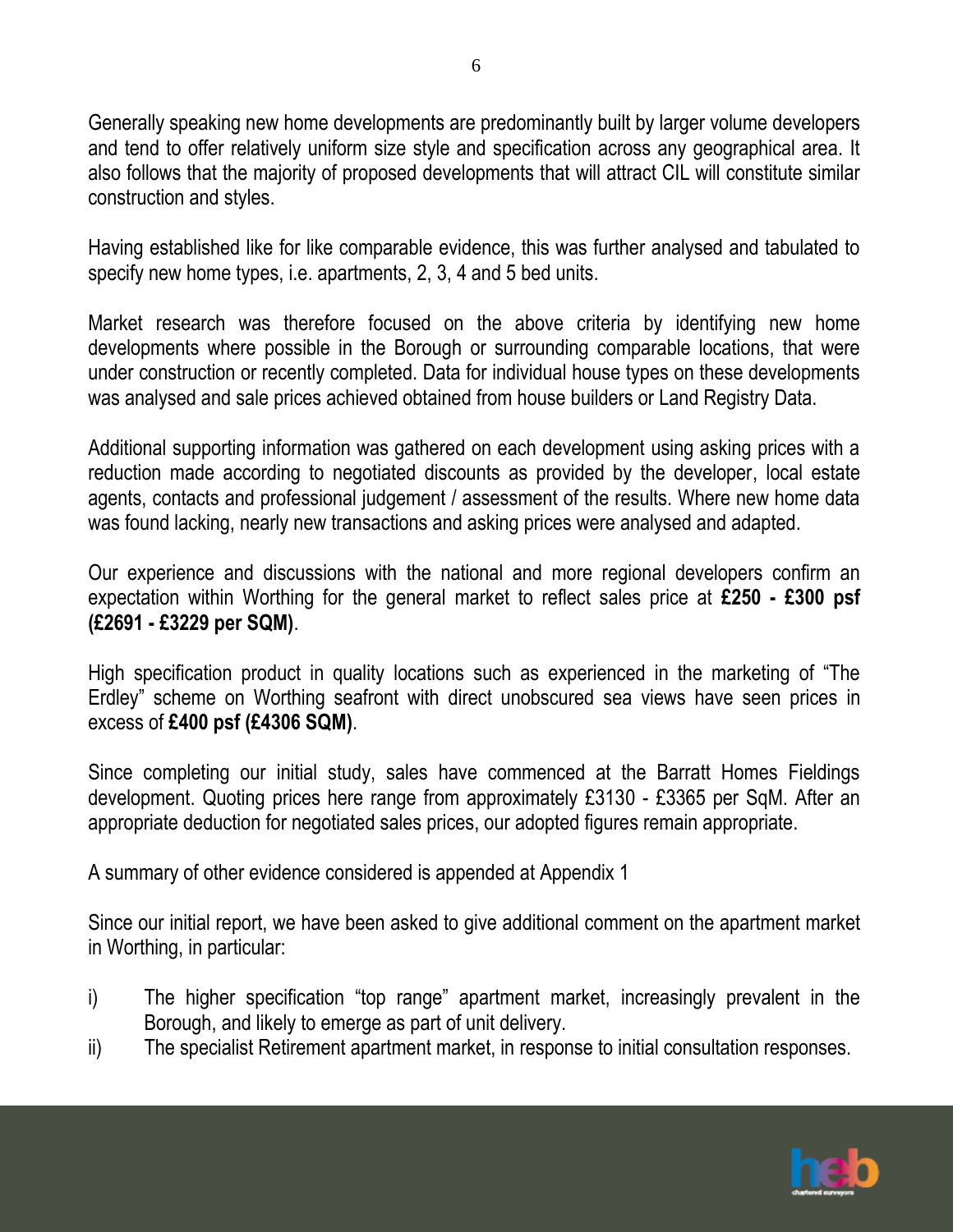Generally speaking new home developments are predominantly built by larger volume developers and tend to offer relatively uniform size style and specification across any geographical area. It also follows that the majority of proposed developments that will attract CIL will constitute similar construction and styles.

Having established like for like comparable evidence, this was further analysed and tabulated to specify new home types, i.e. apartments, 2, 3, 4 and 5 bed units.

Market research was therefore focused on the above criteria by identifying new home developments where possible in the Borough or surrounding comparable locations, that were under construction or recently completed. Data for individual house types on these developments was analysed and sale prices achieved obtained from house builders or Land Registry Data.

Additional supporting information was gathered on each development using asking prices with a reduction made according to negotiated discounts as provided by the developer, local estate agents, contacts and professional judgement / assessment of the results. Where new home data was found lacking, nearly new transactions and asking prices were analysed and adapted.

Our experience and discussions with the national and more regional developers confirm an expectation within Worthing for the general market to reflect sales price at **£250 - £300 psf (£2691 - £3229 per SQM)**.

High specification product in quality locations such as experienced in the marketing of "The Erdley" scheme on Worthing seafront with direct unobscured sea views have seen prices in excess of **£400 psf (£4306 SQM)**.

Since completing our initial study, sales have commenced at the Barratt Homes Fieldings development. Quoting prices here range from approximately £3130 - £3365 per SqM. After an appropriate deduction for negotiated sales prices, our adopted figures remain appropriate.

A summary of other evidence considered is appended at Appendix 1

Since our initial report, we have been asked to give additional comment on the apartment market in Worthing, in particular:

i) The higher specification "top range" apartment market, increasingly prevalent in the Borough, and likely to emerge as part of unit delivery.

ii) The specialist Retirement apartment market, in response to initial consultation responses.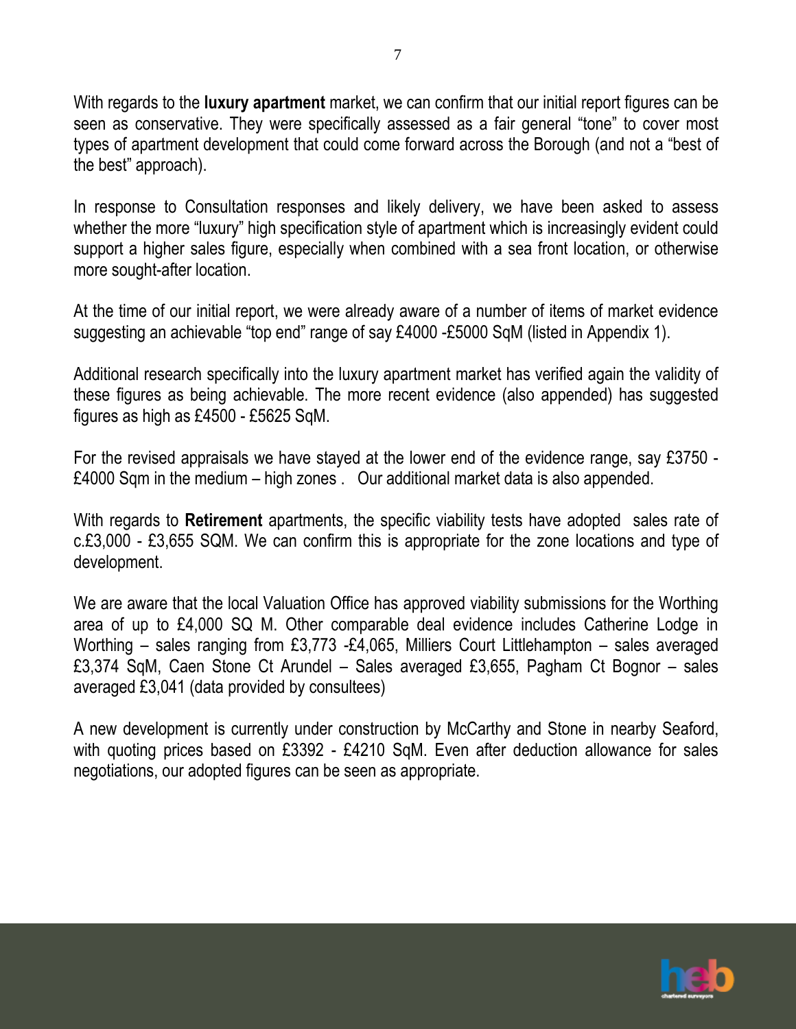With regards to the **luxury apartment** market, we can confirm that our initial report figures can be seen as conservative. They were specifically assessed as a fair general "tone" to cover most types of apartment development that could come forward across the Borough (and not a "best of the best" approach).

In response to Consultation responses and likely delivery, we have been asked to assess whether the more "luxury" high specification style of apartment which is increasingly evident could support a higher sales figure, especially when combined with a sea front location, or otherwise more sought-after location.

At the time of our initial report, we were already aware of a number of items of market evidence suggesting an achievable "top end" range of say £4000 -£5000 SqM (listed in Appendix 1).

Additional research specifically into the luxury apartment market has verified again the validity of these figures as being achievable. The more recent evidence (also appended) has suggested figures as high as £4500 - £5625 SqM.

For the revised appraisals we have stayed at the lower end of the evidence range, say £3750 - £4000 Sqm in the medium – high zones . Our additional market data is also appended.

With regards to **Retirement** apartments, the specific viability tests have adopted sales rate of c.£3,000 - £3,655 SQM. We can confirm this is appropriate for the zone locations and type of development.

We are aware that the local Valuation Office has approved viability submissions for the Worthing area of up to £4,000 SQ M. Other comparable deal evidence includes Catherine Lodge in Worthing – sales ranging from £3,773 -£4,065, Milliers Court Littlehampton – sales averaged £3,374 SqM, Caen Stone Ct Arundel – Sales averaged £3,655, Pagham Ct Bognor – sales averaged £3,041 (data provided by consultees)

A new development is currently under construction by McCarthy and Stone in nearby Seaford, with quoting prices based on £3392 - £4210 SqM. Even after deduction allowance for sales negotiations, our adopted figures can be seen as appropriate.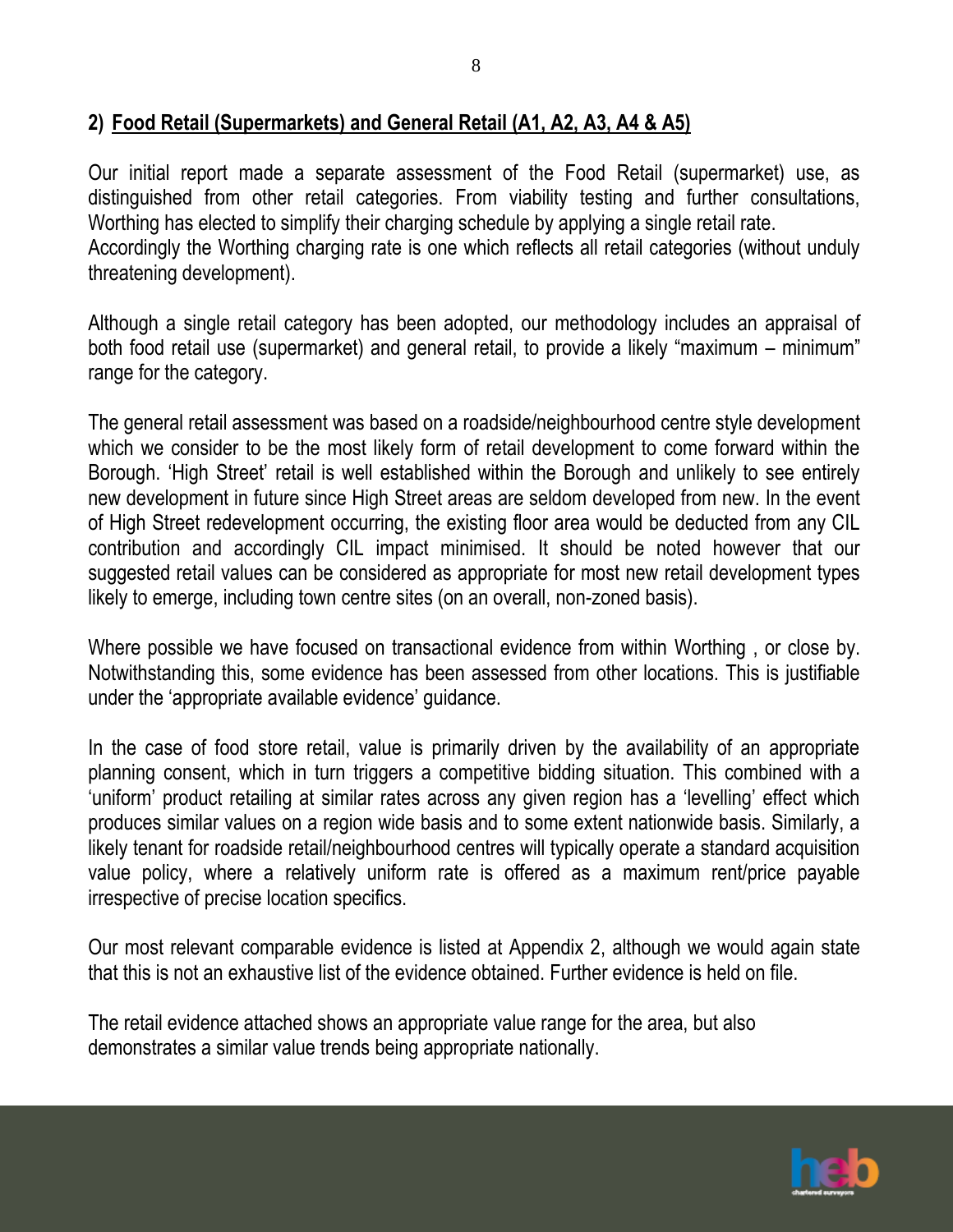## 2) Food Retail (Supermarkets) and General Retail (A1, A2, A3, A4 & A5)

Our initial report made a separate assessment of the Food Retail (supermarket) use, as distinguished from other retail categories. From viability testing and further consultations, Worthing has elected to simplify their charging schedule by applying a single retail rate. Accordingly the Worthing charging rate is one which reflects all retail categories (without unduly threatening development).

Although a single retail category has been adopted, our methodology includes an appraisal of both food retail use (supermarket) and general retail, to provide a likely "maximum – minimum" range for the category.

The general retail assessment was based on a roadside/neighbourhood centre style development which we consider to be the most likely form of retail development to come forward within the Borough. 'High Street' retail is well established within the Borough and unlikely to see entirely new development in future since High Street areas are seldom developed from new. In the event of High Street redevelopment occurring, the existing floor area would be deducted from any CIL contribution and accordingly CIL impact minimised. It should be noted however that our suggested retail values can be considered as appropriate for most new retail development types likely to emerge, including town centre sites (on an overall, non-zoned basis).

Where possible we have focused on transactional evidence from within Worthing , or close by. Notwithstanding this, some evidence has been assessed from other locations. This is justifiable under the 'appropriate available evidence' guidance.

In the case of food store retail, value is primarily driven by the availability of an appropriate planning consent, which in turn triggers a competitive bidding situation. This combined with a 'uniform' product retailing at similar rates across any given region has a 'levelling' effect which produces similar values on a region wide basis and to some extent nationwide basis. Similarly, a likely tenant for roadside retail/neighbourhood centres will typically operate a standard acquisition value policy, where a relatively uniform rate is offered as a maximum rent/price payable irrespective of precise location specifics.

Our most relevant comparable evidence is listed at Appendix 2, although we would again state that this is not an exhaustive list of the evidence obtained. Further evidence is held on file.

The retail evidence attached shows an appropriate value range for the area, but also demonstrates a similar value trends being appropriate nationally.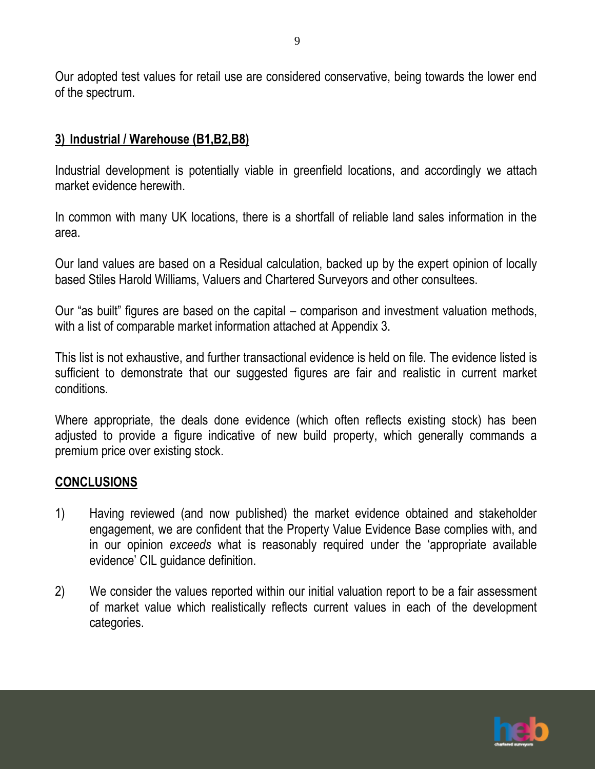Our adopted test values for retail use are considered conservative, being towards the lower end of the spectrum.

## 3) Industrial / Warehouse (B1,B2,B8)

Industrial development is potentially viable in greenfield locations, and accordingly we attach market evidence herewith.

In common with many UK locations, there is a shortfall of reliable land sales information in the area.

Our land values are based on a Residual calculation, backed up by the expert opinion of locally based Stiles Harold Williams, Valuers and Chartered Surveyors and other consultees.

Our "as built" figures are based on the capital – comparison and investment valuation methods, with a list of comparable market information attached at Appendix 3.

This list is not exhaustive, and further transactional evidence is held on file. The evidence listed is sufficient to demonstrate that our suggested figures are fair and realistic in current market conditions.

Where appropriate, the deals done evidence (which often reflects existing stock) has been adjusted to provide a figure indicative of new build property, which generally commands a premium price over existing stock.

## CONCLUSIONS

1) Having reviewed (and now published) the market evidence obtained and stakeholder engagement, we are confident that the Property Value Evidence Base complies with, and in our opinion *exceeds* what is reasonably required under the 'appropriate available evidence' CIL guidance definition.

2) We consider the values reported within our initial valuation report to be a fair assessment of market value which realistically reflects current values in each of the development categories.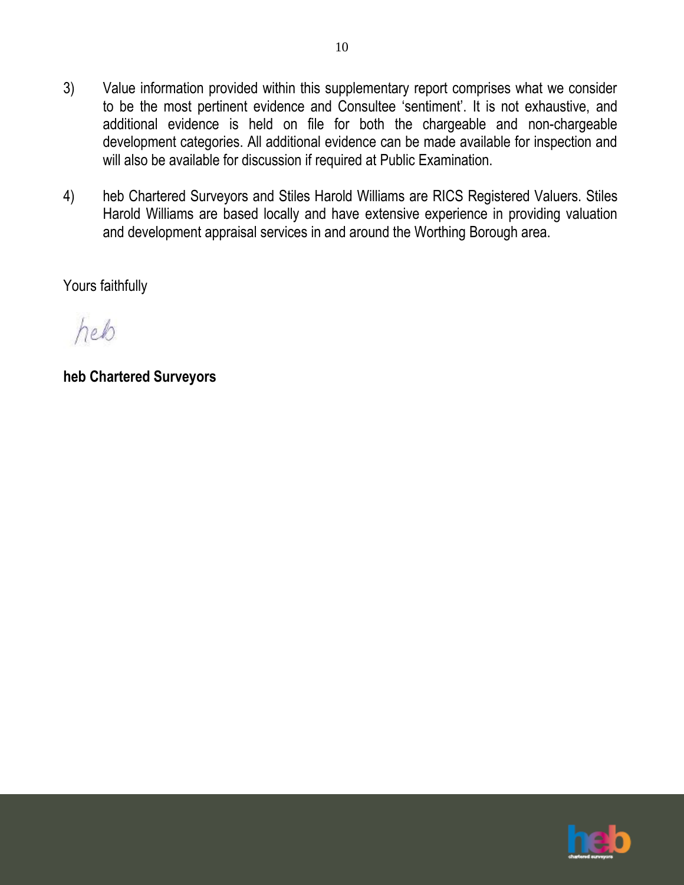3) Value information provided within this supplementary report comprises what we consider to be the most pertinent evidence and Consultee 'sentiment'. It is not exhaustive, and additional evidence is held on file for both the chargeable and non-chargeable development categories. All additional evidence can be made available for inspection and will also be available for discussion if required at Public Examination.

4) heb Chartered Surveyors and Stiles Harold Williams are RICS Registered Valuers. Stiles Harold Williams are based locally and have extensive experience in providing valuation and development appraisal services in and around the Worthing Borough area.

Yours faithfully

heb

**heb Chartered Surveyors**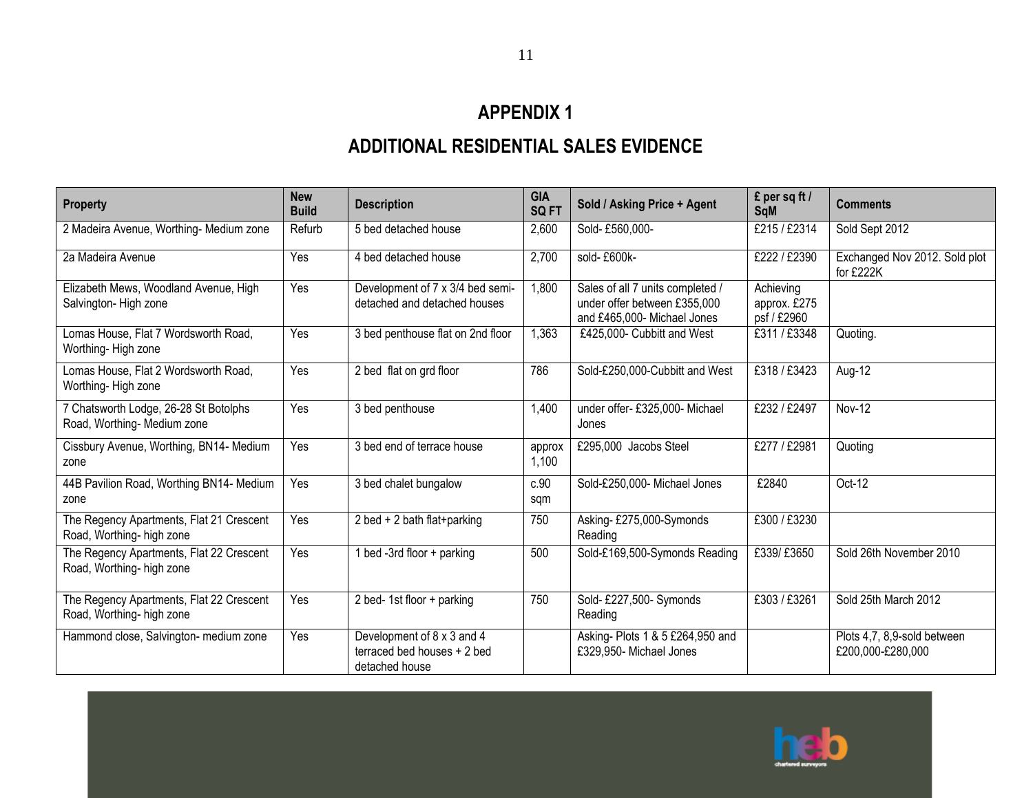# APPENDIX 1

## ADDITIONAL RESIDENTIAL SALES EVIDENCE

| Property | New Build | Description | GIA SQ FT | Sold / Asking Price + Agent | £ per sq ft / SqM | Comments |
|---|---|---|---|---|---|---|
| 2 Madeira Avenue, Worthing- Medium zone | Refurb | 5 bed detached house | 2,600 | Sold- £560,000- | £215 / £2314 | Sold Sept 2012 |
| 2a Madeira Avenue | Yes | 4 bed detached house | 2,700 | sold- £600k- | £222 / £2390 | Exchanged Nov 2012. Sold plot for £222K |
| Elizabeth Mews, Woodland Avenue, High Salvington- High zone | Yes | Development of 7 x 3/4 bed semi-detached and detached houses | 1,800 | Sales of all 7 units completed / under offer between £355,000 and £465,000- Michael Jones | Achieving approx. £275 psf / £2960 | |
| Lomas House, Flat 7 Wordsworth Road, Worthing- High zone | Yes | 3 bed penthouse flat on 2nd floor | 1,363 | £425,000- Cubbitt and West | £311 / £3348 | Quoting. |
| Lomas House, Flat 2 Wordsworth Road, Worthing- High zone | Yes | 2 bed flat on grd floor | 786 | Sold-£250,000-Cubbitt and West | £318 / £3423 | Aug-12 |
| 7 Chatsworth Lodge, 26-28 St Botolphs Road, Worthing- Medium zone | Yes | 3 bed penthouse | 1,400 | under offer- £325,000- Michael Jones | £232 / £2497 | Nov-12 |
| Cissbury Avenue, Worthing, BN14- Medium zone | Yes | 3 bed end of terrace house | approx 1,100 | £295,000 Jacobs Steel | £277 / £2981 | Quoting |
| 44B Pavilion Road, Worthing BN14- Medium zone | Yes | 3 bed chalet bungalow | c.90 sqm | Sold-£250,000- Michael Jones | £2840 | Oct-12 |
| The Regency Apartments, Flat 21 Crescent Road, Worthing- high zone | Yes | 2 bed + 2 bath flat+parking | 750 | Asking- £275,000-Symonds Reading | £300 / £3230 | |
| The Regency Apartments, Flat 22 Crescent Road, Worthing- high zone | Yes | 1 bed -3rd floor + parking | 500 | Sold-£169,500-Symonds Reading | £339/ £3650 | Sold 26th November 2010 |
| The Regency Apartments, Flat 22 Crescent Road, Worthing- high zone | Yes | 2 bed- 1st floor + parking | 750 | Sold- £227,500- Symonds Reading | £303 / £3261 | Sold 25th March 2012 |
| Hammond close, Salvington- medium zone | Yes | Development of 8 x 3 and 4 terraced bed houses + 2 bed detached house | | Asking- Plots 1 & 5 £264,950 and £329,950- Michael Jones | | Plots 4,7, 8,9-sold between £200,000-£280,000 |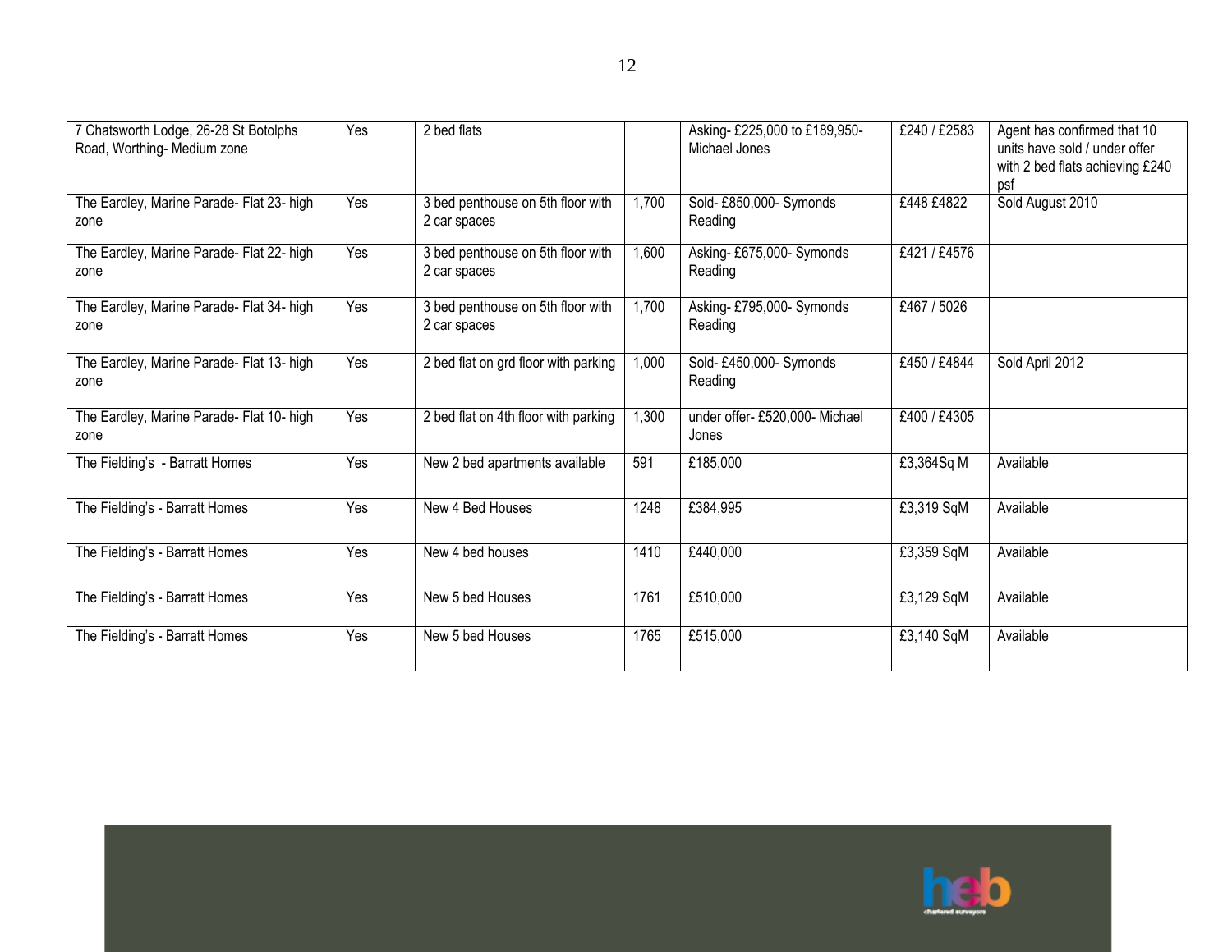| | | | | | | |
|---|---|---|---|---|---|---|
| 7 Chatsworth Lodge, 26-28 St Botolphs Road, Worthing- Medium zone | Yes | 2 bed flats | | Asking- £225,000 to £189,950- Michael Jones | £240 / £2583 | Agent has confirmed that 10 units have sold / under offer with 2 bed flats achieving £240 psf |
| The Eardley, Marine Parade- Flat 23- high zone | Yes | 3 bed penthouse on 5th floor with 2 car spaces | 1,700 | Sold- £850,000- Symonds Reading | £448 £4822 | Sold August 2010 |
| The Eardley, Marine Parade- Flat 22- high zone | Yes | 3 bed penthouse on 5th floor with 2 car spaces | 1,600 | Asking- £675,000- Symonds Reading | £421 / £4576 | |
| The Eardley, Marine Parade- Flat 34- high zone | Yes | 3 bed penthouse on 5th floor with 2 car spaces | 1,700 | Asking- £795,000- Symonds Reading | £467 / 5026 | |
| The Eardley, Marine Parade- Flat 13- high zone | Yes | 2 bed flat on grd floor with parking | 1,000 | Sold- £450,000- Symonds Reading | £450 / £4844 | Sold April 2012 |
| The Eardley, Marine Parade- Flat 10- high zone | Yes | 2 bed flat on 4th floor with parking | 1,300 | under offer- £520,000- Michael Jones | £400 / £4305 | |
| The Fielding's - Barratt Homes | Yes | New 2 bed apartments available | 591 | £185,000 | £3,364Sq M | Available |
| The Fielding's - Barratt Homes | Yes | New 4 Bed Houses | 1248 | £384,995 | £3,319 SqM | Available |
| The Fielding's - Barratt Homes | Yes | New 4 bed houses | 1410 | £440,000 | £3,359 SqM | Available |
| The Fielding's - Barratt Homes | Yes | New 5 bed Houses | 1761 | £510,000 | £3,129 SqM | Available |
| The Fielding's - Barratt Homes | Yes | New 5 bed Houses | 1765 | £515,000 | £3,140 SqM | Available |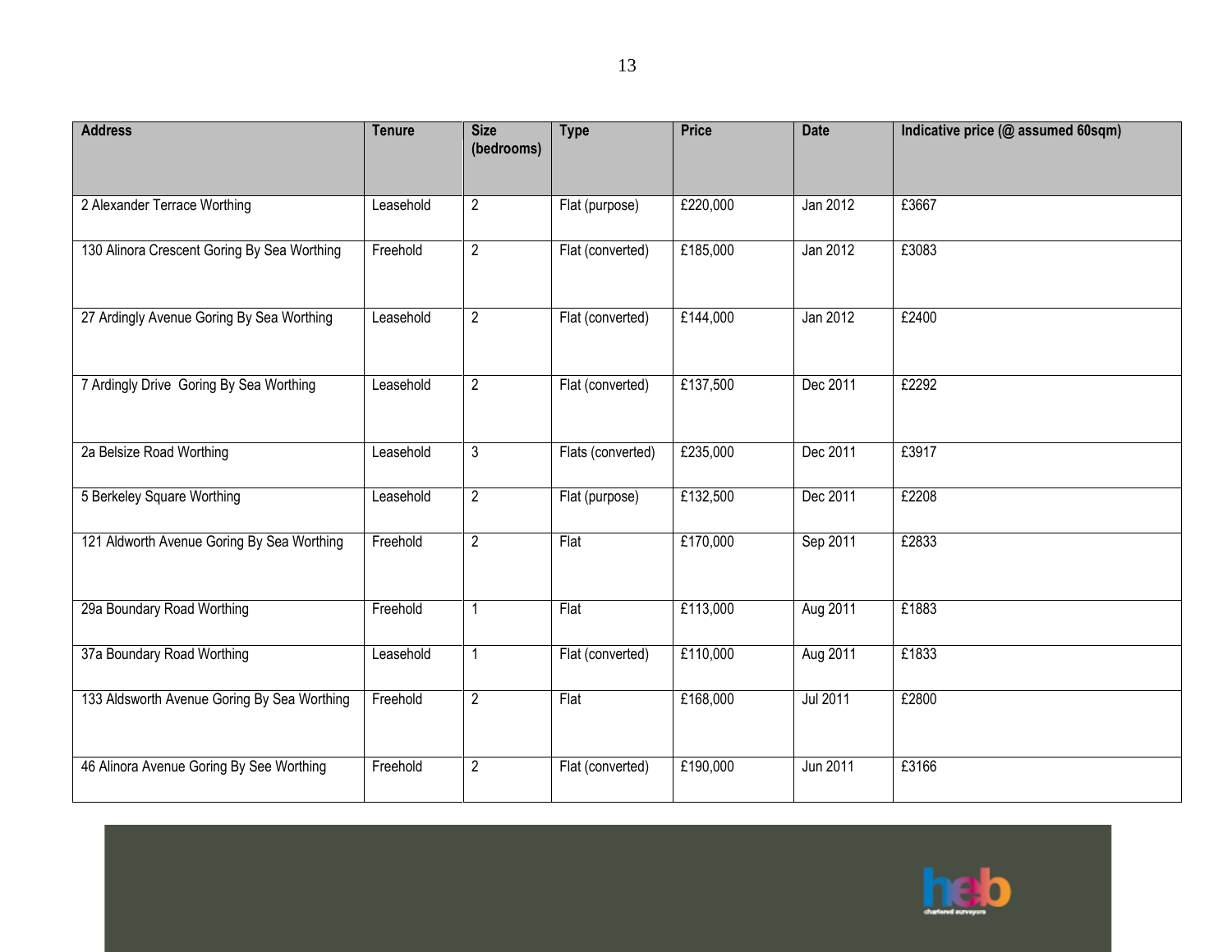| Address | Tenure | Size (bedrooms) | Type | Price | Date | Indicative price (@ assumed 60sqm) |
|---|---|---|---|---|---|---|
| 2 Alexander Terrace Worthing | Leasehold | 2 | Flat (purpose) | £220,000 | Jan 2012 | £3667 |
| 130 Alinora Crescent Goring By Sea Worthing | Freehold | 2 | Flat (converted) | £185,000 | Jan 2012 | £3083 |
| 27 Ardingly Avenue Goring By Sea Worthing | Leasehold | 2 | Flat (converted) | £144,000 | Jan 2012 | £2400 |
| 7 Ardingly Drive Goring By Sea Worthing | Leasehold | 2 | Flat (converted) | £137,500 | Dec 2011 | £2292 |
| 2a Belsize Road Worthing | Leasehold | 3 | Flats (converted) | £235,000 | Dec 2011 | £3917 |
| 5 Berkeley Square Worthing | Leasehold | 2 | Flat (purpose) | £132,500 | Dec 2011 | £2208 |
| 121 Aldworth Avenue Goring By Sea Worthing | Freehold | 2 | Flat | £170,000 | Sep 2011 | £2833 |
| 29a Boundary Road Worthing | Freehold | 1 | Flat | £113,000 | Aug 2011 | £1883 |
| 37a Boundary Road Worthing | Leasehold | 1 | Flat (converted) | £110,000 | Aug 2011 | £1833 |
| 133 Aldsworth Avenue Goring By Sea Worthing | Freehold | 2 | Flat | £168,000 | Jul 2011 | £2800 |
| 46 Alinora Avenue Goring By See Worthing | Freehold | 2 | Flat (converted) | £190,000 | Jun 2011 | £3166 |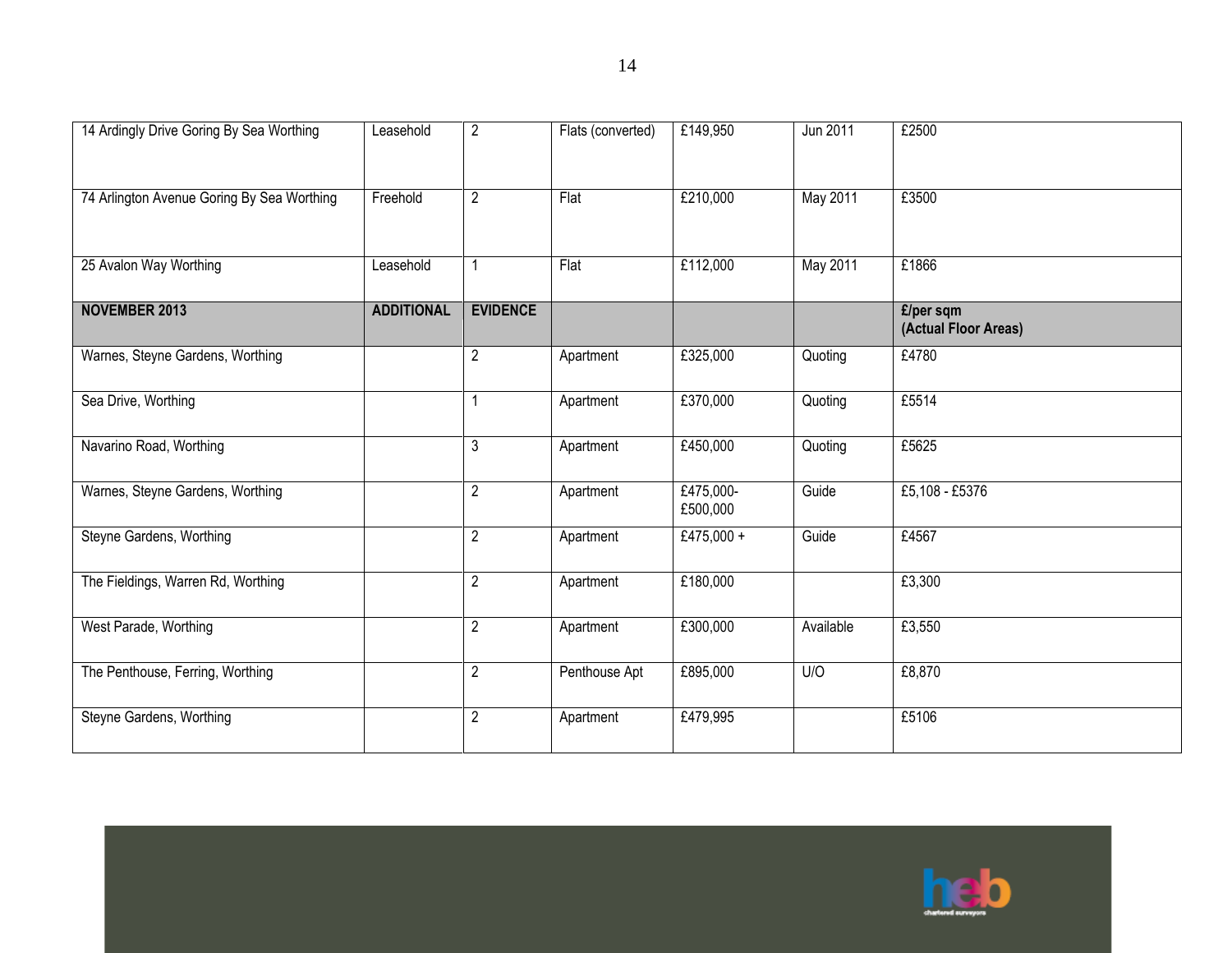| | | | | | | |
|---|---|---|---|---|---|---|
| 14 Ardingly Drive Goring By Sea Worthing | Leasehold | 2 | Flats (converted) | £149,950 | Jun 2011 | £2500 |
| 74 Arlington Avenue Goring By Sea Worthing | Freehold | 2 | Flat | £210,000 | May 2011 | £3500 |
| 25 Avalon Way Worthing | Leasehold | 1 | Flat | £112,000 | May 2011 | £1866 |
| **NOVEMBER 2013** | **ADDITIONAL** | **EVIDENCE** | | | | **£/per sqm (Actual Floor Areas)** |
| Warnes, Steyne Gardens, Worthing | | 2 | Apartment | £325,000 | Quoting | £4780 |
| Sea Drive, Worthing | | 1 | Apartment | £370,000 | Quoting | £5514 |
| Navarino Road, Worthing | | 3 | Apartment | £450,000 | Quoting | £5625 |
| Warnes, Steyne Gardens, Worthing | | 2 | Apartment | £475,000-£500,000 | Guide | £5,108 - £5376 |
| Steyne Gardens, Worthing | | 2 | Apartment | £475,000 + | Guide | £4567 |
| The Fieldings, Warren Rd, Worthing | | 2 | Apartment | £180,000 | | £3,300 |
| West Parade, Worthing | | 2 | Apartment | £300,000 | Available | £3,550 |
| The Penthouse, Ferring, Worthing | | 2 | Penthouse Apt | £895,000 | U/O | £8,870 |
| Steyne Gardens, Worthing | | 2 | Apartment | £479,995 | | £5106 |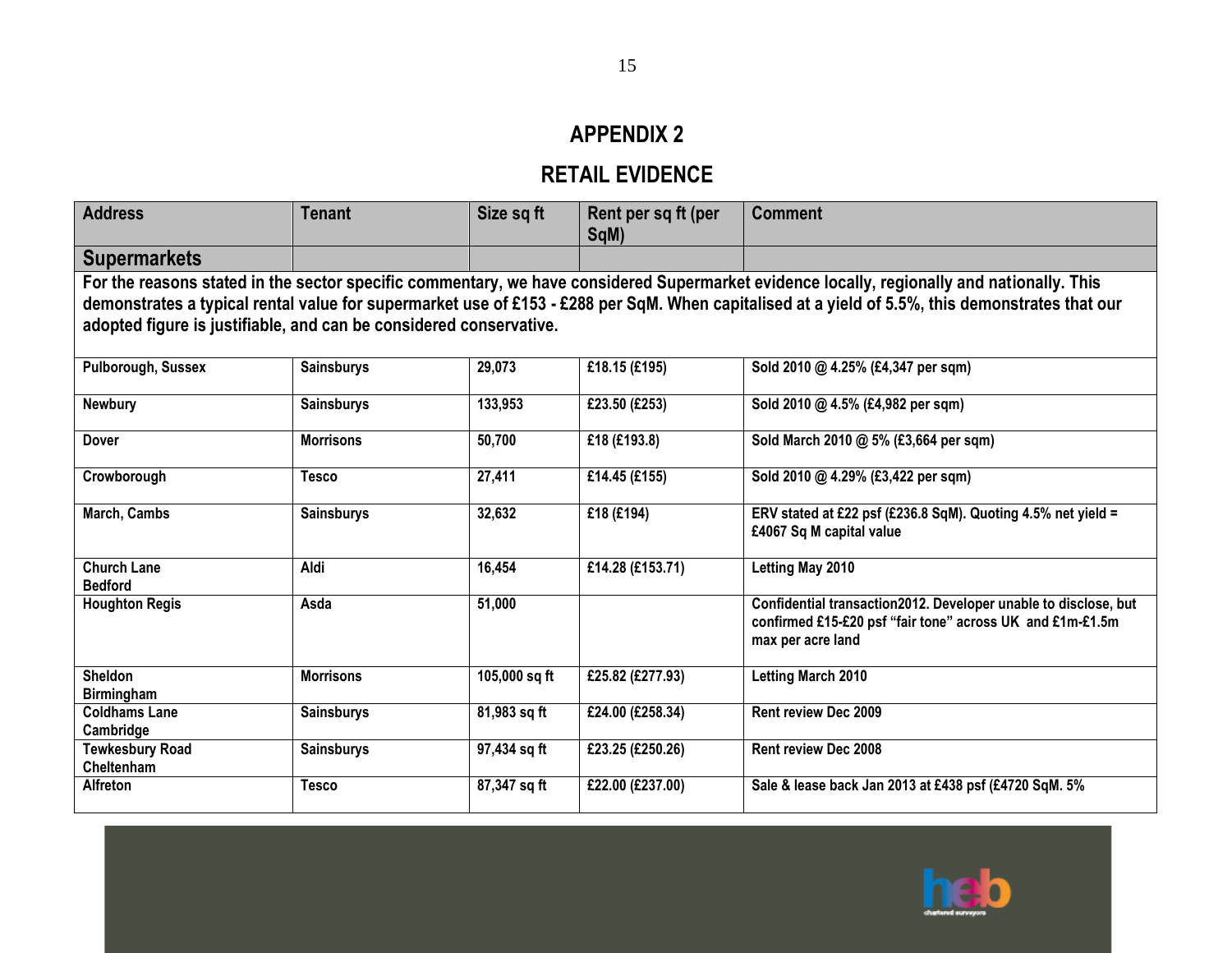## APPENDIX 2

## RETAIL EVIDENCE

| Address | Tenant | Size sq ft | Rent per sq ft (per SqM) | Comment |
|---|---|---|---|---|
| **Supermarkets** | | | | |
| **For the reasons stated in the sector specific commentary, we have considered Supermarket evidence locally, regionally and nationally. This demonstrates a typical rental value for supermarket use of £153 - £288 per SqM. When capitalised at a yield of 5.5%, this demonstrates that our adopted figure is justifiable, and can be considered conservative.** | | | | |
| Pulborough, Sussex | Sainsburys | 29,073 | £18.15 (£195) | Sold 2010 @ 4.25% (£4,347 per sqm) |
| Newbury | Sainsburys | 133,953 | £23.50 (£253) | Sold 2010 @ 4.5% (£4,982 per sqm) |
| Dover | Morrisons | 50,700 | £18 (£193.8) | Sold March 2010 @ 5% (£3,664 per sqm) |
| Crowborough | Tesco | 27,411 | £14.45 (£155) | Sold 2010 @ 4.29% (£3,422 per sqm) |
| March, Cambs | Sainsburys | 32,632 | £18 (£194) | ERV stated at £22 psf (£236.8 SqM). Quoting 4.5% net yield = £4067 Sq M capital value |
| Church Lane Bedford | Aldi | 16,454 | £14.28 (£153.71) | Letting May 2010 |
| Houghton Regis | Asda | 51,000 | | Confidential transaction2012. Developer unable to disclose, but confirmed £15-£20 psf "fair tone" across UK and £1m-£1.5m max per acre land |
| Sheldon Birmingham | Morrisons | 105,000 sq ft | £25.82 (£277.93) | Letting March 2010 |
| Coldhams Lane Cambridge | Sainsburys | 81,983 sq ft | £24.00 (£258.34) | Rent review Dec 2009 |
| Tewkesbury Road Cheltenham | Sainsburys | 97,434 sq ft | £23.25 (£250.26) | Rent review Dec 2008 |
| Alfreton | Tesco | 87,347 sq ft | £22.00 (£237.00) | Sale & lease back Jan 2013 at £438 psf (£4720 SqM. 5% |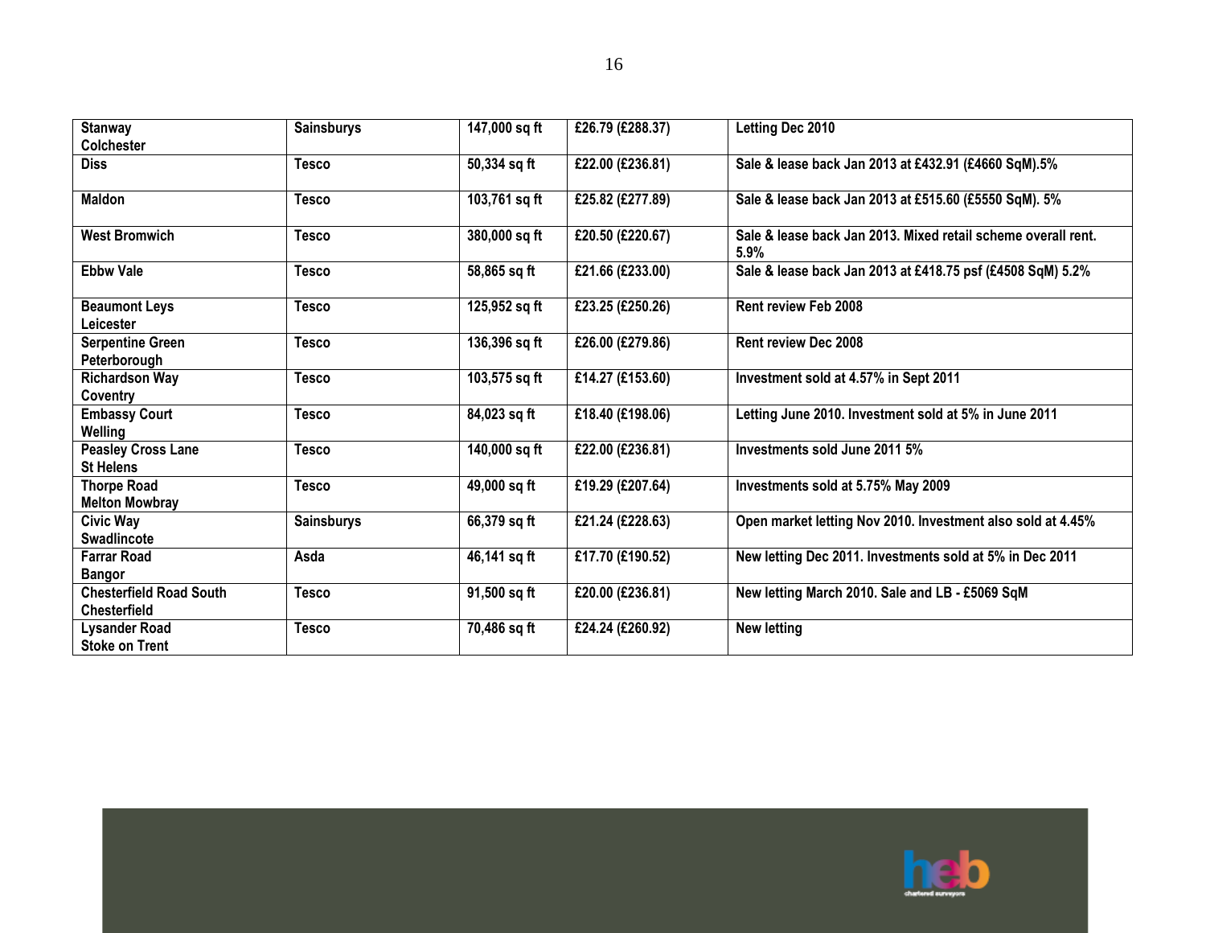| Stanway Colchester | Sainsburys | 147,000 sq ft | £26.79 (£288.37) | Letting Dec 2010 |
|---|---|---|---|---|
| Diss | Tesco | 50,334 sq ft | £22.00 (£236.81) | Sale & lease back Jan 2013 at £432.91 (£4660 SqM).5% |
| Maldon | Tesco | 103,761 sq ft | £25.82 (£277.89) | Sale & lease back Jan 2013 at £515.60 (£5550 SqM). 5% |
| West Bromwich | Tesco | 380,000 sq ft | £20.50 (£220.67) | Sale & lease back Jan 2013. Mixed retail scheme overall rent. 5.9% |
| Ebbw Vale | Tesco | 58,865 sq ft | £21.66 (£233.00) | Sale & lease back Jan 2013 at £418.75 psf (£4508 SqM) 5.2% |
| Beaumont Leys Leicester | Tesco | 125,952 sq ft | £23.25 (£250.26) | Rent review Feb 2008 |
| Serpentine Green Peterborough | Tesco | 136,396 sq ft | £26.00 (£279.86) | Rent review Dec 2008 |
| Richardson Way Coventry | Tesco | 103,575 sq ft | £14.27 (£153.60) | Investment sold at 4.57% in Sept 2011 |
| Embassy Court Welling | Tesco | 84,023 sq ft | £18.40 (£198.06) | Letting June 2010. Investment sold at 5% in June 2011 |
| Peasley Cross Lane St Helens | Tesco | 140,000 sq ft | £22.00 (£236.81) | Investments sold June 2011 5% |
| Thorpe Road Melton Mowbray | Tesco | 49,000 sq ft | £19.29 (£207.64) | Investments sold at 5.75% May 2009 |
| Civic Way Swadlincote | Sainsburys | 66,379 sq ft | £21.24 (£228.63) | Open market letting Nov 2010. Investment also sold at 4.45% |
| Farrar Road Bangor | Asda | 46,141 sq ft | £17.70 (£190.52) | New letting Dec 2011. Investments sold at 5% in Dec 2011 |
| Chesterfield Road South Chesterfield | Tesco | 91,500 sq ft | £20.00 (£236.81) | New letting March 2010. Sale and LB - £5069 SqM |
| Lysander Road Stoke on Trent | Tesco | 70,486 sq ft | £24.24 (£260.92) | New letting |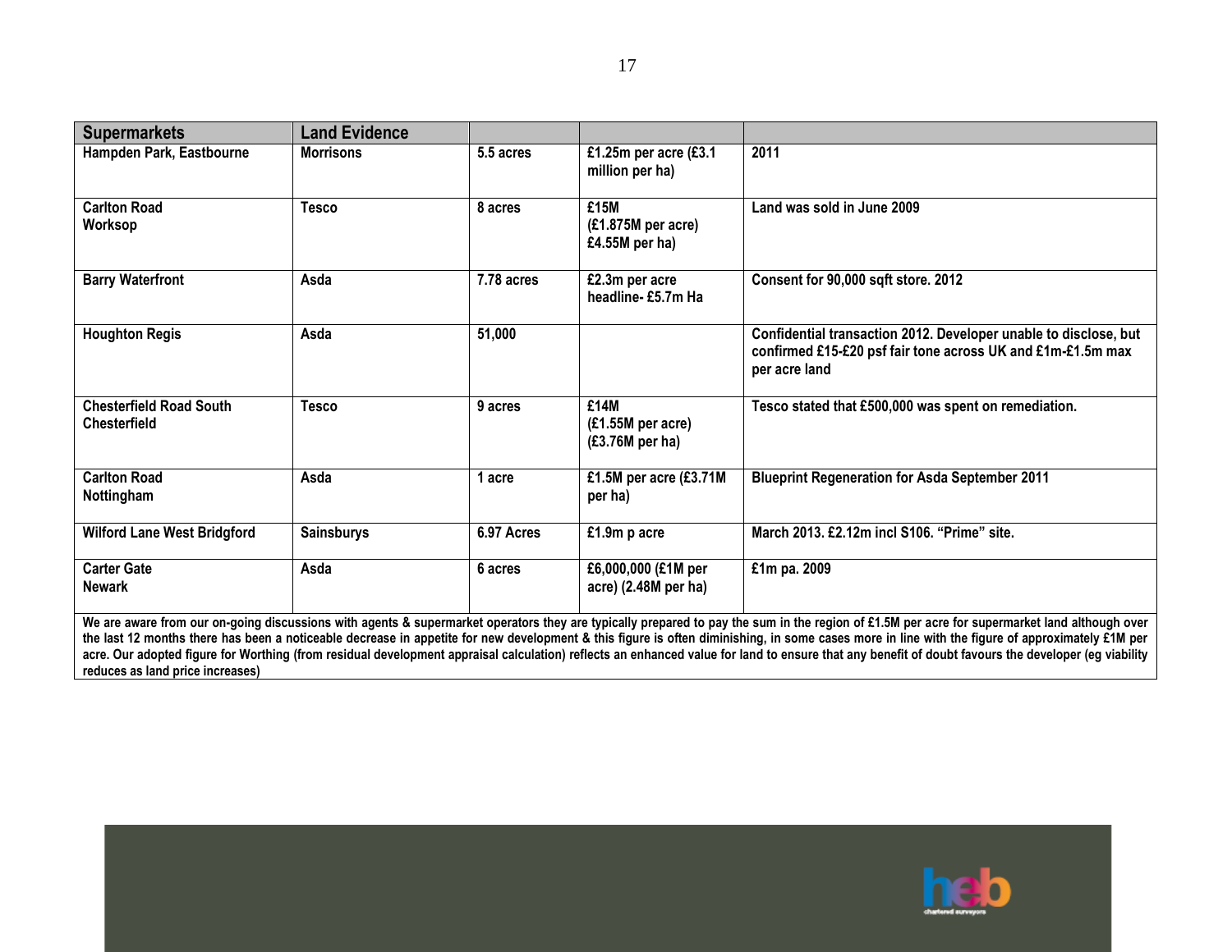| Supermarkets | Land Evidence | | | |
|---|---|---|---|---|
| Hampden Park, Eastbourne | Morrisons | 5.5 acres | £1.25m per acre (£3.1 million per ha) | 2011 |
| Carlton Road Worksop | Tesco | 8 acres | £15M (£1.875M per acre) £4.55M per ha) | Land was sold in June 2009 |
| Barry Waterfront | Asda | 7.78 acres | £2.3m per acre headline- £5.7m Ha | Consent for 90,000 sqft store. 2012 |
| Houghton Regis | Asda | 51,000 | | Confidential transaction 2012. Developer unable to disclose, but confirmed £15-£20 psf fair tone across UK and £1m-£1.5m max per acre land |
| Chesterfield Road South Chesterfield | Tesco | 9 acres | £14M (£1.55M per acre) (£3.76M per ha) | Tesco stated that £500,000 was spent on remediation. |
| Carlton Road Nottingham | Asda | 1 acre | £1.5M per acre (£3.71M per ha) | Blueprint Regeneration for Asda September 2011 |
| Wilford Lane West Bridgford | Sainsburys | 6.97 Acres | £1.9m p acre | March 2013. £2.12m incl S106. "Prime" site. |
| Carter Gate Newark | Asda | 6 acres | £6,000,000 (£1M per acre) (2.48M per ha) | £1m pa. 2009 |
| We are aware from our on-going discussions with agents & supermarket operators they are typically prepared to pay the sum in the region of £1.5M per acre for supermarket land although over the last 12 months there has been a noticeable decrease in appetite for new development & this figure is often diminishing, in some cases more in line with the figure of approximately £1M per acre. Our adopted figure for Worthing (from residual development appraisal calculation) reflects an enhanced value for land to ensure that any benefit of doubt favours the developer (eg viability reduces as land price increases) | | | | |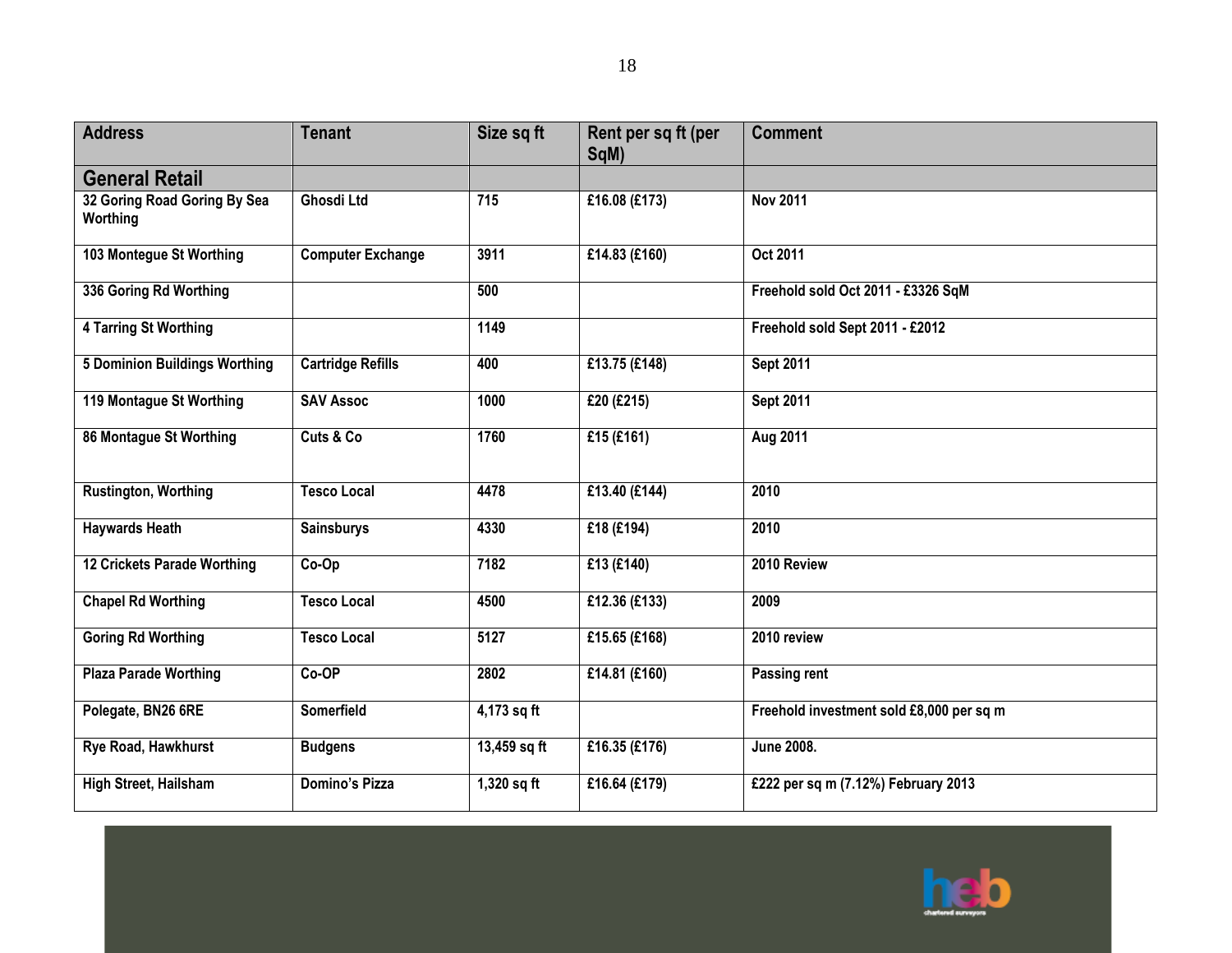| Address | Tenant | Size sq ft | Rent per sq ft (per SqM) | Comment |
|---|---|---|---|---|
| **General Retail** | | | | |
| 32 Goring Road Goring By Sea Worthing | Ghosdi Ltd | 715 | £16.08 (£173) | Nov 2011 |
| 103 Montegue St Worthing | Computer Exchange | 3911 | £14.83 (£160) | Oct 2011 |
| 336 Goring Rd Worthing | | 500 | | Freehold sold Oct 2011 - £3326 SqM |
| 4 Tarring St Worthing | | 1149 | | Freehold sold Sept 2011 - £2012 |
| 5 Dominion Buildings Worthing | Cartridge Refills | 400 | £13.75 (£148) | Sept 2011 |
| 119 Montague St Worthing | SAV Assoc | 1000 | £20 (£215) | Sept 2011 |
| 86 Montague St Worthing | Cuts & Co | 1760 | £15 (£161) | Aug 2011 |
| Rustington, Worthing | Tesco Local | 4478 | £13.40 (£144) | 2010 |
| Haywards Heath | Sainsburys | 4330 | £18 (£194) | 2010 |
| 12 Crickets Parade Worthing | Co-Op | 7182 | £13 (£140) | 2010 Review |
| Chapel Rd Worthing | Tesco Local | 4500 | £12.36 (£133) | 2009 |
| Goring Rd Worthing | Tesco Local | 5127 | £15.65 (£168) | 2010 review |
| Plaza Parade Worthing | Co-OP | 2802 | £14.81 (£160) | Passing rent |
| Polegate, BN26 6RE | Somerfield | 4,173 sq ft | | Freehold investment sold £8,000 per sq m |
| Rye Road, Hawkhurst | Budgens | 13,459 sq ft | £16.35 (£176) | June 2008. |
| High Street, Hailsham | Domino's Pizza | 1,320 sq ft | £16.64 (£179) | £222 per sq m (7.12%) February 2013 |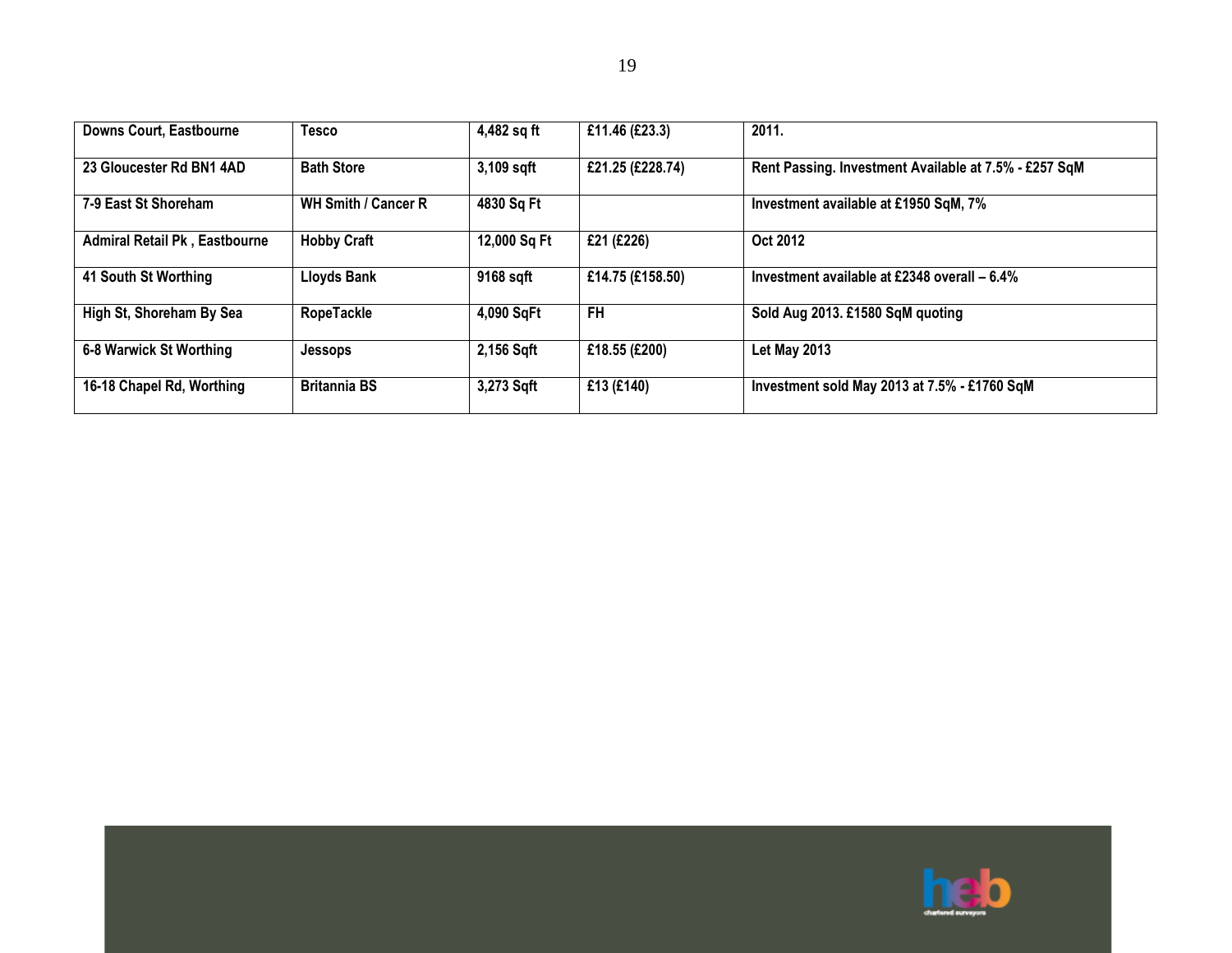| Downs Court, Eastbourne | Tesco | 4,482 sq ft | £11.46 (£23.3) | 2011. |
|---|---|---|---|---|
| 23 Gloucester Rd BN1 4AD | Bath Store | 3,109 sqft | £21.25 (£228.74) | Rent Passing. Investment Available at 7.5% - £257 SqM |
| 7-9 East St Shoreham | WH Smith / Cancer R | 4830 Sq Ft | | Investment available at £1950 SqM, 7% |
| Admiral Retail Pk , Eastbourne | Hobby Craft | 12,000 Sq Ft | £21 (£226) | Oct 2012 |
| 41 South St Worthing | Lloyds Bank | 9168 sqft | £14.75 (£158.50) | Investment available at £2348 overall – 6.4% |
| High St, Shoreham By Sea | RopeTackle | 4,090 SqFt | FH | Sold Aug 2013. £1580 SqM quoting |
| 6-8 Warwick St Worthing | Jessops | 2,156 Sqft | £18.55 (£200) | Let May 2013 |
| 16-18 Chapel Rd, Worthing | Britannia BS | 3,273 Sqft | £13 (£140) | Investment sold May 2013 at 7.5% - £1760 SqM |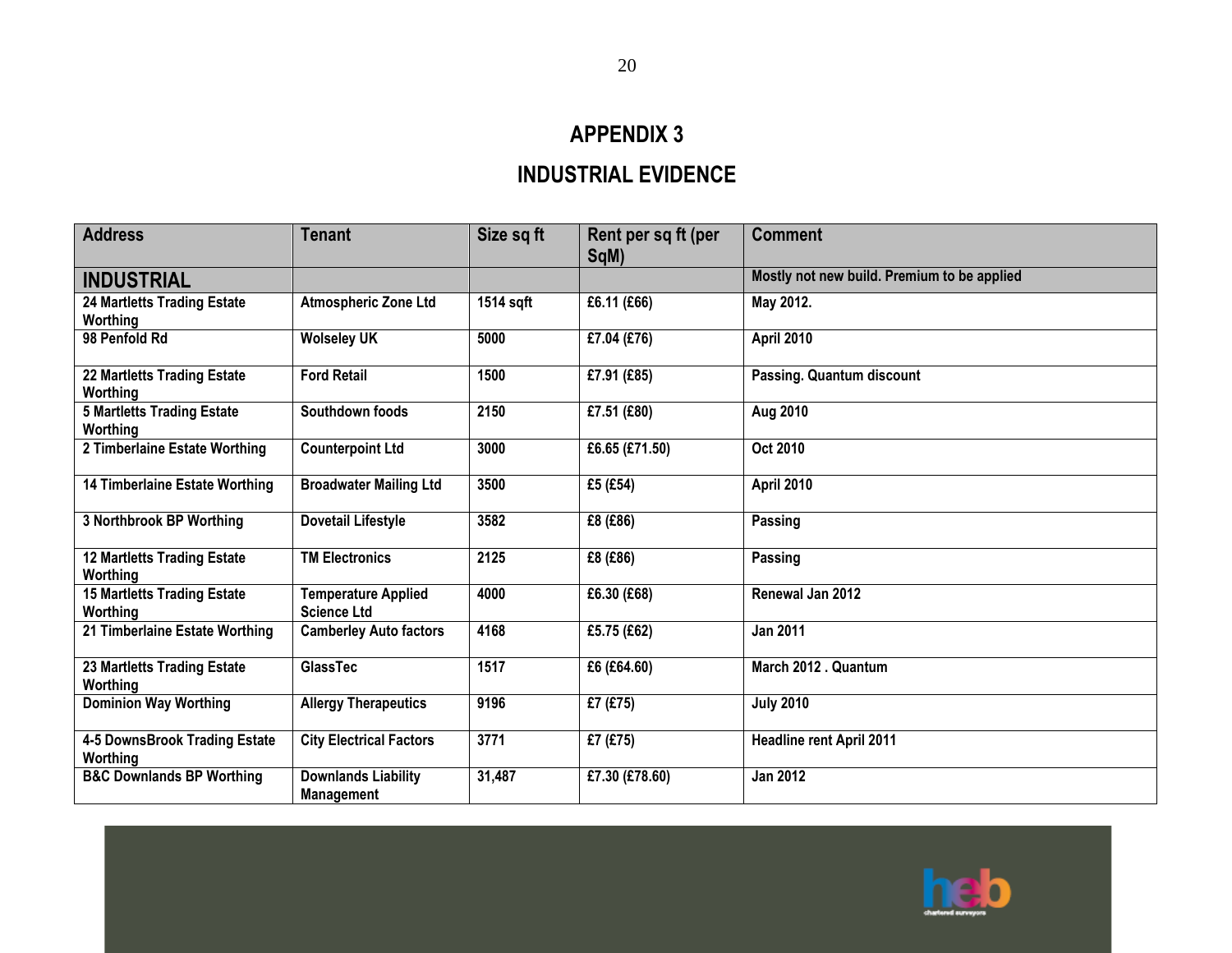# APPENDIX 3

## INDUSTRIAL EVIDENCE

| Address | Tenant | Size sq ft | Rent per sq ft (per SqM) | Comment |
|---|---|---|---|---|
| **INDUSTRIAL** | | | | Mostly not new build. Premium to be applied |
| 24 Martletts Trading Estate Worthing | Atmospheric Zone Ltd | 1514 sqft | £6.11 (£66) | May 2012. |
| 98 Penfold Rd | Wolseley UK | 5000 | £7.04 (£76) | April 2010 |
| 22 Martletts Trading Estate Worthing | Ford Retail | 1500 | £7.91 (£85) | Passing. Quantum discount |
| 5 Martletts Trading Estate Worthing | Southdown foods | 2150 | £7.51 (£80) | Aug 2010 |
| 2 Timberlaine Estate Worthing | Counterpoint Ltd | 3000 | £6.65 (£71.50) | Oct 2010 |
| 14 Timberlaine Estate Worthing | Broadwater Mailing Ltd | 3500 | £5 (£54) | April 2010 |
| 3 Northbrook BP Worthing | Dovetail Lifestyle | 3582 | £8 (£86) | Passing |
| 12 Martletts Trading Estate Worthing | TM Electronics | 2125 | £8 (£86) | Passing |
| 15 Martletts Trading Estate Worthing | Temperature Applied Science Ltd | 4000 | £6.30 (£68) | Renewal Jan 2012 |
| 21 Timberlaine Estate Worthing | Camberley Auto factors | 4168 | £5.75 (£62) | Jan 2011 |
| 23 Martletts Trading Estate Worthing | GlassTec | 1517 | £6 (£64.60) | March 2012 . Quantum |
| Dominion Way Worthing | Allergy Therapeutics | 9196 | £7 (£75) | July 2010 |
| 4-5 DownsBrook Trading Estate Worthing | City Electrical Factors | 3771 | £7 (£75) | Headline rent April 2011 |
| B&C Downlands BP Worthing | Downlands Liability Management | 31,487 | £7.30 (£78.60) | Jan 2012 |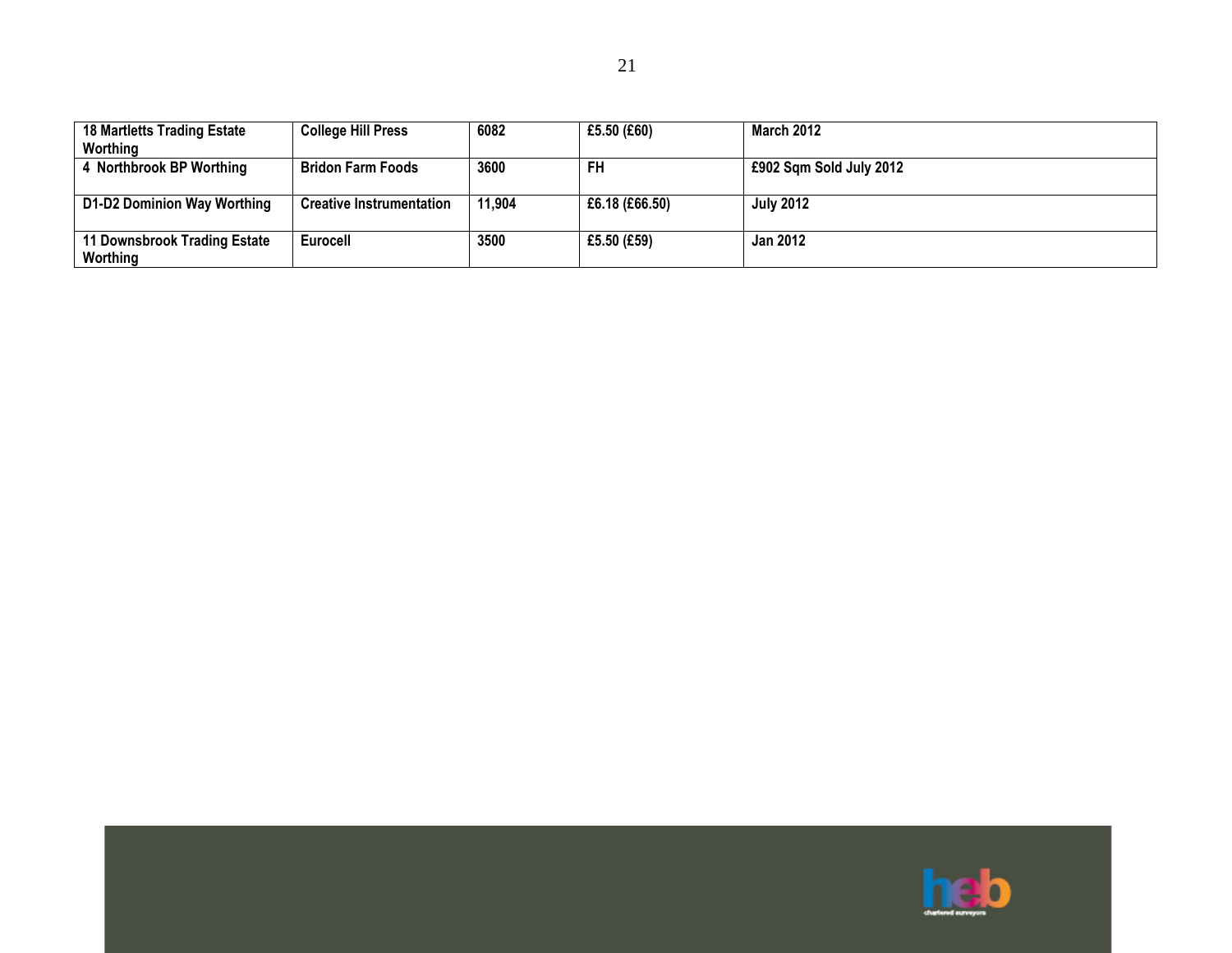| | | | | |
|---|---|---|---|---|
| **18 Martletts Trading Estate Worthing** | **College Hill Press** | **6082** | **£5.50 (£60)** | **March 2012** |
| **4 Northbrook BP Worthing** | **Bridon Farm Foods** | **3600** | **FH** | **£902 Sqm Sold July 2012** |
| **D1-D2 Dominion Way Worthing** | **Creative Instrumentation** | **11,904** | **£6.18 (£66.50)** | **July 2012** |
| **11 Downsbrook Trading Estate Worthing** | **Eurocell** | **3500** | **£5.50 (£59)** | **Jan 2012** |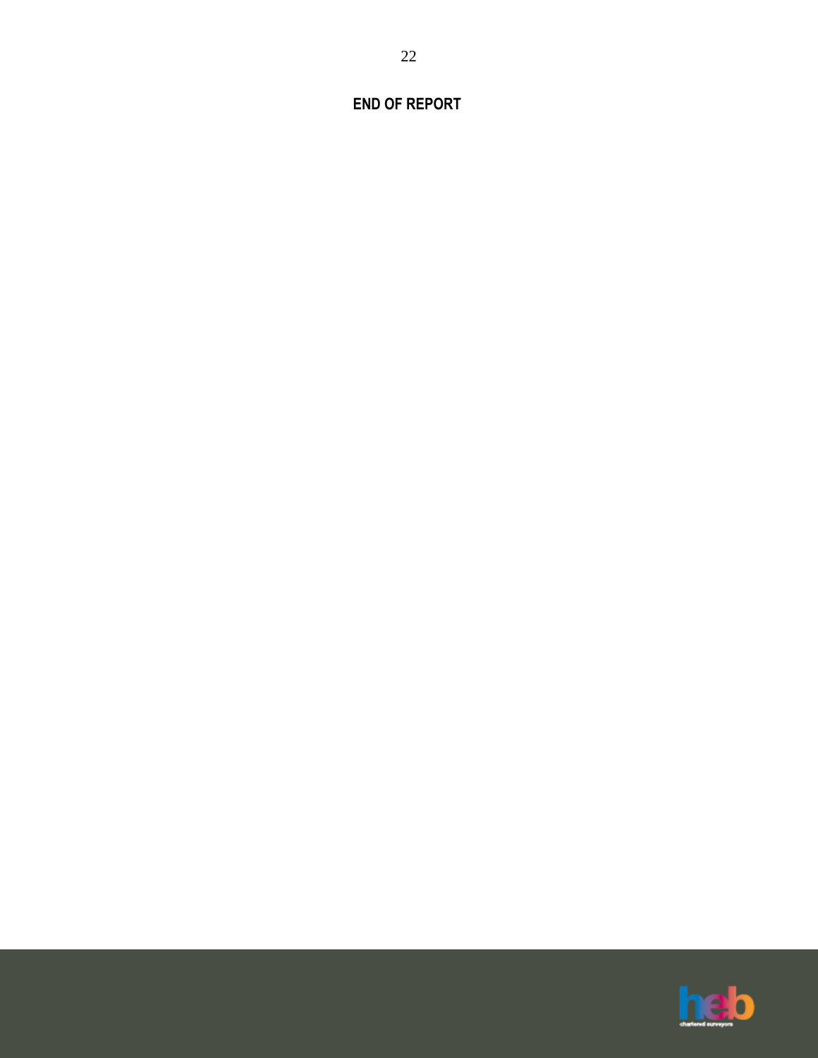**END OF REPORT**